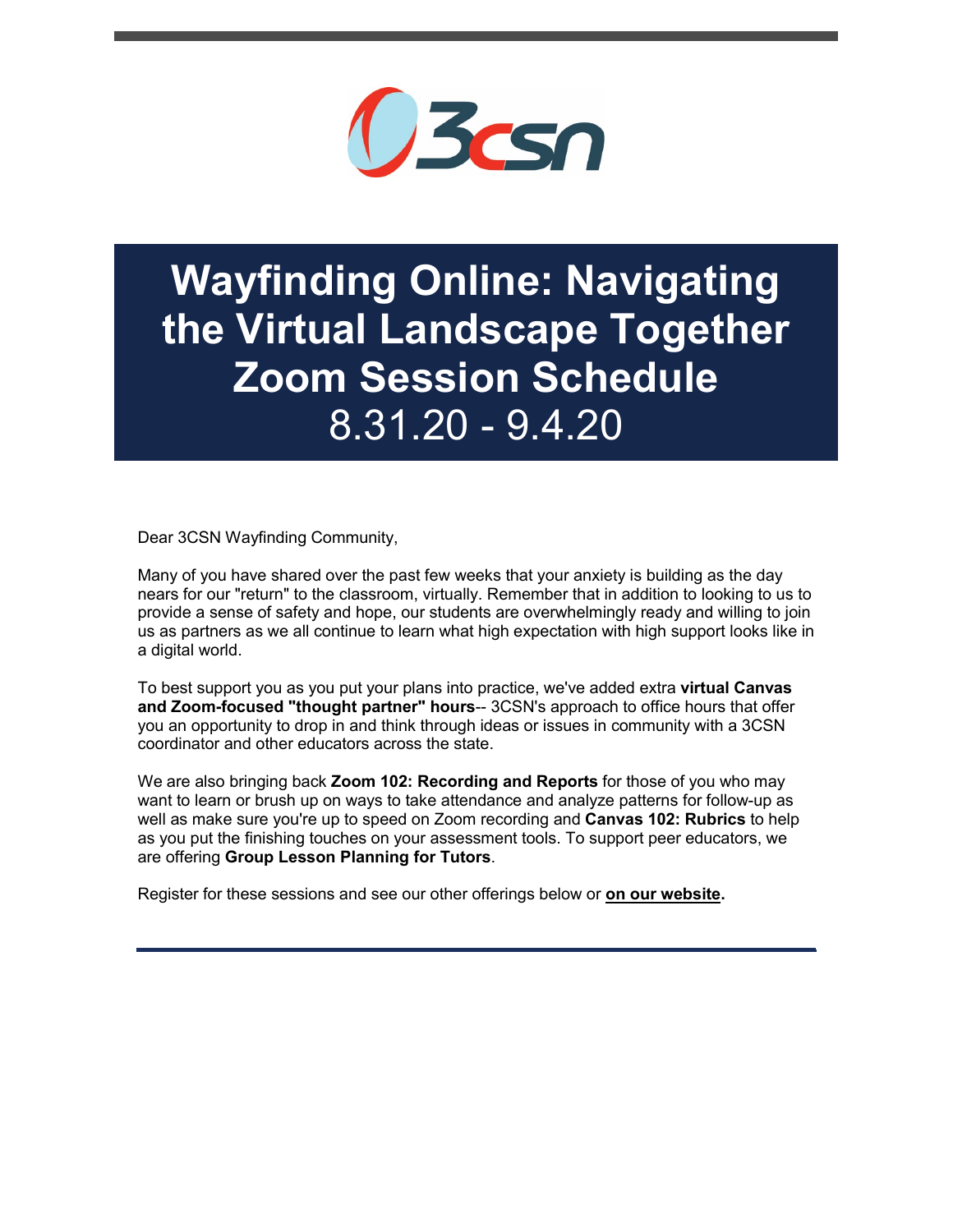# Wayfinding Online: Navigating the Virtual Landscape Together Zoom Session Schedule

## 8.31.20 - 9.4.20

Dear 3CSN Wayfinding Community,

Many of you have shared over the past few weeks that your anxiety is building as the day nears for our "return" to the classroom, virtually. Remember that in addition to looking to us to provide a sense of safety and hope, our students are overwhelmingly ready and willing to join us as partners as we all continue to learn what high expectation with high support looks like in a digital world.

To best support you as you put your plans into practice, we've added extra **virtual Canvas and Zoom-focused "thought partner" hours**-- 3CSN's approach to office hours that offer you an opportunity to drop in and think through ideas or issues in community with a 3CSN coordinator and other educators across the state.

We are also bringing back **Zoom 102: Recording and Reports** for those of you who may want to learn or brush up on ways to take attendance and analyze patterns for follow-up as well as make sure you're up to speed on Zoom recording and **Canvas 102: Rubrics** to help as you put the finishing touches on your assessment tools. To support peer educators, we are offering **Group Lesson Planning for Tutors**.

Register for these sessions and see our other offerings below or **on our website.**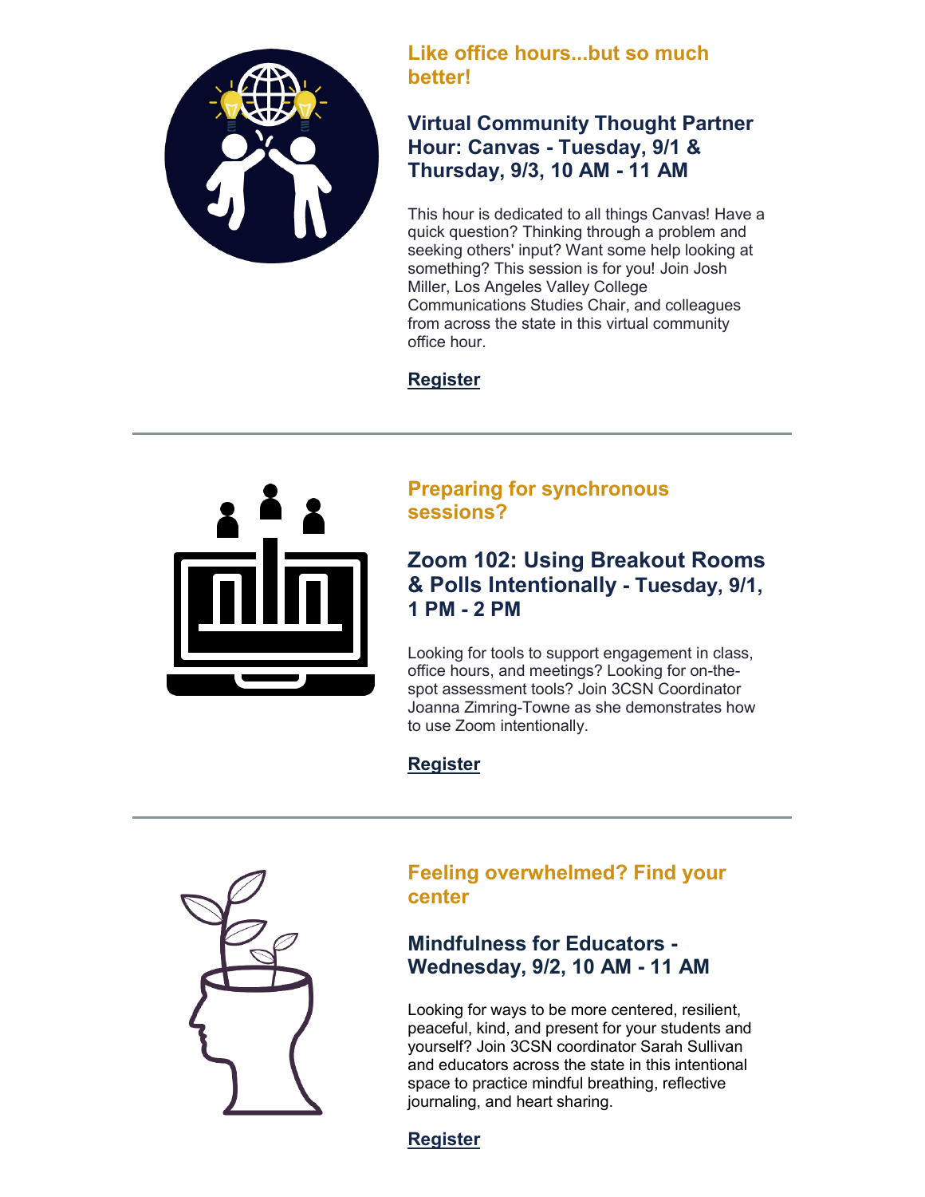### Like office hours...but so much better!

## Virtual Community Thought Partner Hour: Canvas - Tuesday, 9/1 & Thursday, 9/3, 10 AM - 11 AM

This hour is dedicated to all things Canvas! Have a quick question? Thinking through a problem and seeking others' input? Want some help looking at something? This session is for you! Join Josh Miller, Los Angeles Valley College Communications Studies Chair, and colleagues from across the state in this virtual community office hour.

**Register**

---

### Preparing for synchronous sessions?

## Zoom 102: Using Breakout Rooms & Polls Intentionally - Tuesday, 9/1, 1 PM - 2 PM

Looking for tools to support engagement in class, office hours, and meetings? Looking for on-the-spot assessment tools? Join 3CSN Coordinator Joanna Zimring-Towne as she demonstrates how to use Zoom intentionally.

**Register**

---

### Feeling overwhelmed? Find your center

## Mindfulness for Educators - Wednesday, 9/2, 10 AM - 11 AM

Looking for ways to be more centered, resilient, peaceful, kind, and present for your students and yourself? Join 3CSN coordinator Sarah Sullivan and educators across the state in this intentional space to practice mindful breathing, reflective journaling, and heart sharing.

**Register**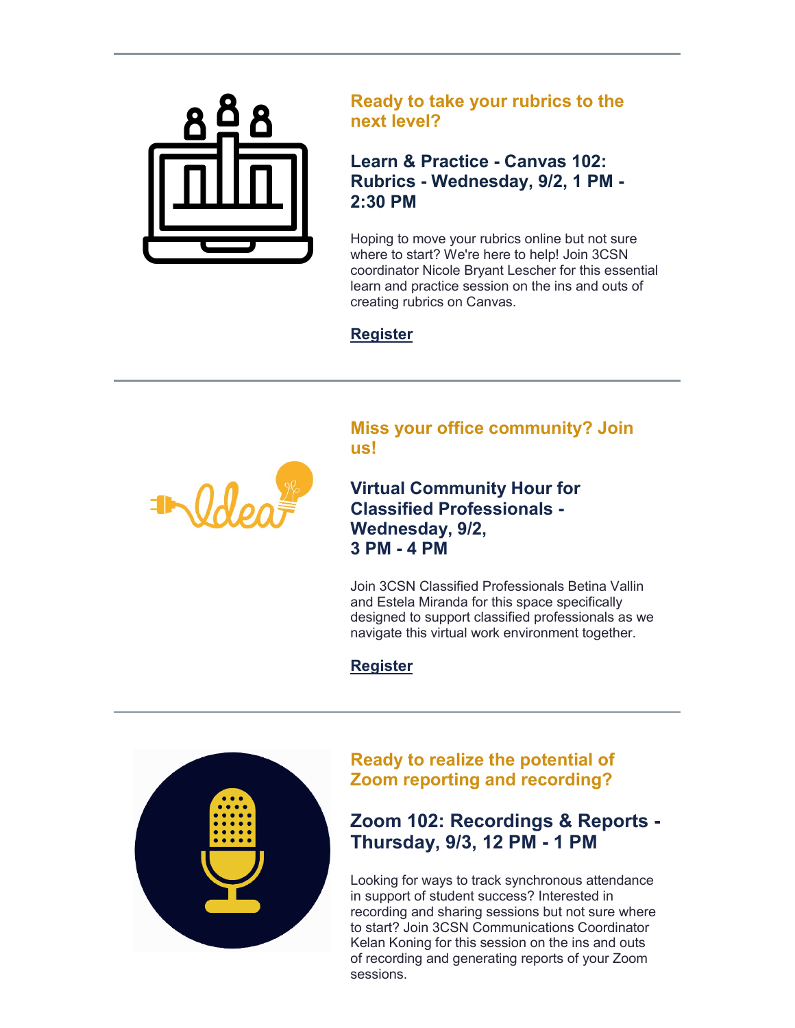---

### Ready to take your rubrics to the next level?

### Learn & Practice - Canvas 102: Rubrics - Wednesday, 9/2, 1 PM - 2:30 PM

Hoping to move your rubrics online but not sure where to start? We're here to help! Join 3CSN coordinator Nicole Bryant Lescher for this essential learn and practice session on the ins and outs of creating rubrics on Canvas.

**Register**

---

### Miss your office community? Join us!

### Virtual Community Hour for Classified Professionals - Wednesday, 9/2, 3 PM - 4 PM

Join 3CSN Classified Professionals Betina Vallin and Estela Miranda for this space specifically designed to support classified professionals as we navigate this virtual work environment together.

**Register**

---

### Ready to realize the potential of Zoom reporting and recording?

### Zoom 102: Recordings & Reports - Thursday, 9/3, 12 PM - 1 PM

Looking for ways to track synchronous attendance in support of student success? Interested in recording and sharing sessions but not sure where to start? Join 3CSN Communications Coordinator Kelan Koning for this session on the ins and outs of recording and generating reports of your Zoom sessions.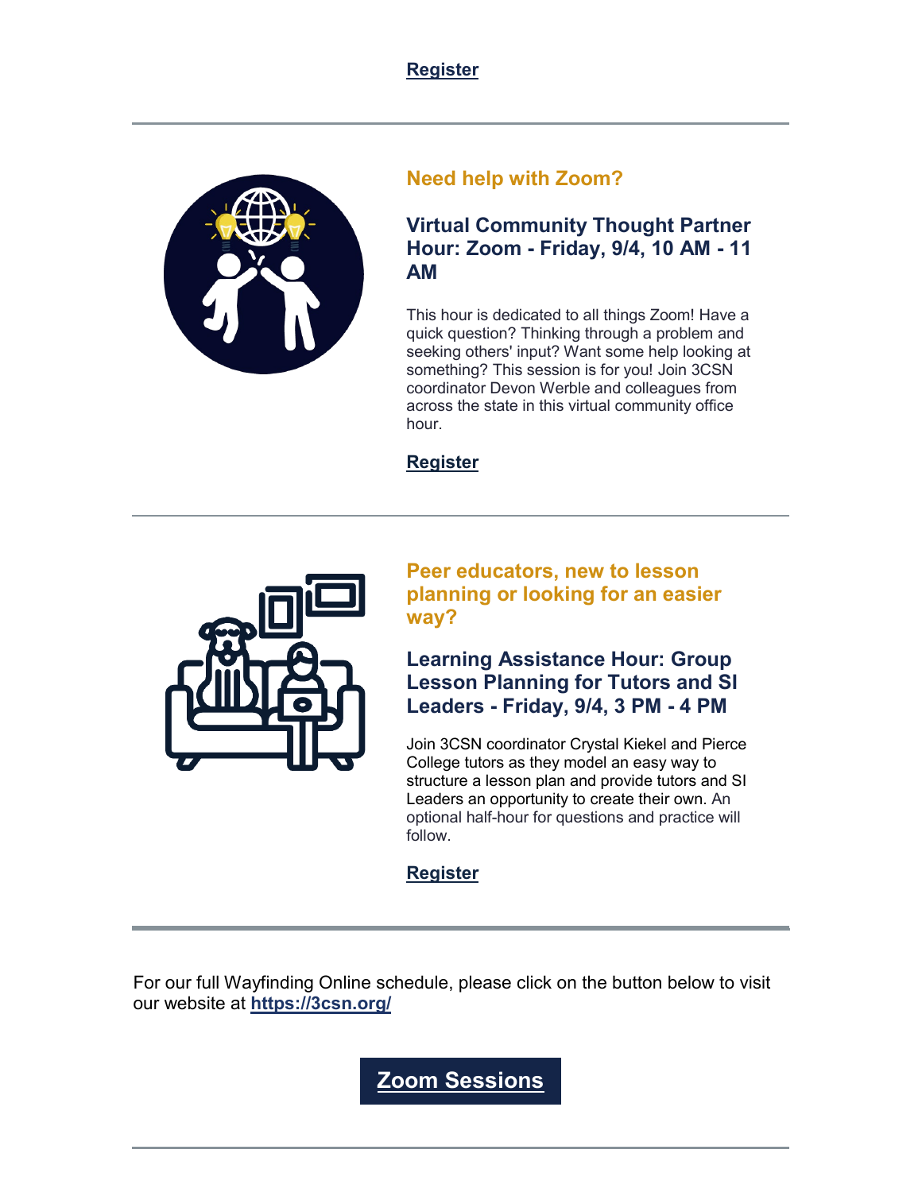**Register**

---

### Need help with Zoom?

### Virtual Community Thought Partner Hour: Zoom - Friday, 9/4, 10 AM - 11 AM

This hour is dedicated to all things Zoom! Have a quick question? Thinking through a problem and seeking others' input? Want some help looking at something? This session is for you! Join 3CSN coordinator Devon Werble and colleagues from across the state in this virtual community office hour.

**Register**

---

### Peer educators, new to lesson planning or looking for an easier way?

### Learning Assistance Hour: Group Lesson Planning for Tutors and SI Leaders - Friday, 9/4, 3 PM - 4 PM

Join 3CSN coordinator Crystal Kiekel and Pierce College tutors as they model an easy way to structure a lesson plan and provide tutors and SI Leaders an opportunity to create their own. An optional half-hour for questions and practice will follow.

**Register**

---

For our full Wayfinding Online schedule, please click on the button below to visit our website at **https://3csn.org/**

**Zoom Sessions**

---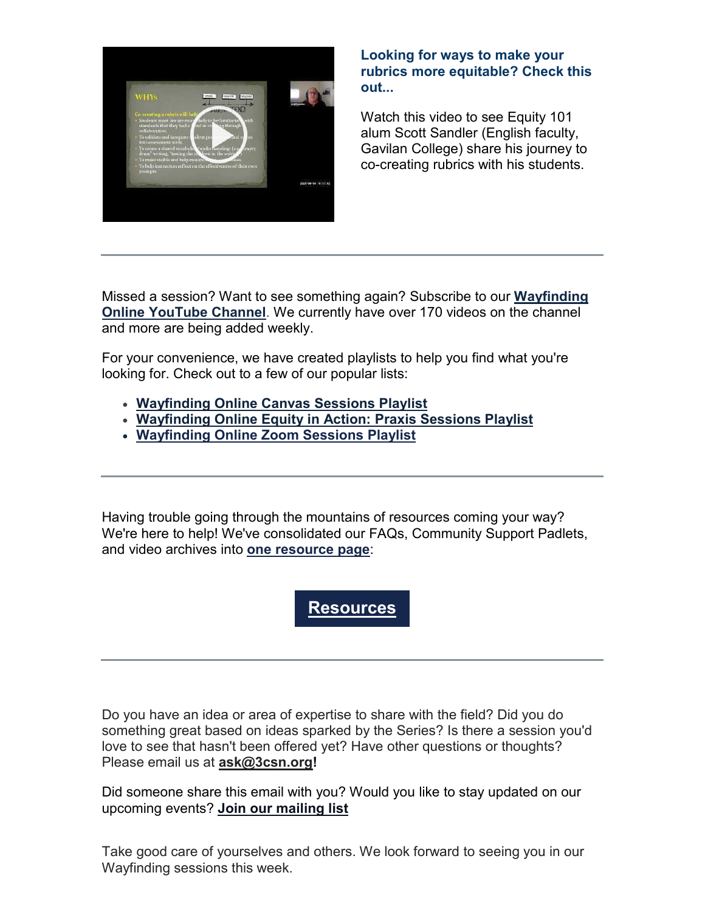**Looking for ways to make your rubrics more equitable? Check this out...**

Watch this video to see Equity 101 alum Scott Sandler (English faculty, Gavilan College) share his journey to co-creating rubrics with his students.

---

Missed a session? Want to see something again? Subscribe to our **Wayfinding Online YouTube Channel**. We currently have over 170 videos on the channel and more are being added weekly.

For your convenience, we have created playlists to help you find what you're looking for. Check out to a few of our popular lists:

- **Wayfinding Online Canvas Sessions Playlist**
- **Wayfinding Online Equity in Action: Praxis Sessions Playlist**
- **Wayfinding Online Zoom Sessions Playlist**

---

Having trouble going through the mountains of resources coming your way? We're here to help! We've consolidated our FAQs, Community Support Padlets, and video archives into **one resource page**:

**Resources**

---

Do you have an idea or area of expertise to share with the field? Did you do something great based on ideas sparked by the Series? Is there a session you'd love to see that hasn't been offered yet? Have other questions or thoughts? Please email us at **ask@3csn.org!**

Did someone share this email with you? Would you like to stay updated on our upcoming events? **Join our mailing list**

Take good care of yourselves and others. We look forward to seeing you in our Wayfinding sessions this week.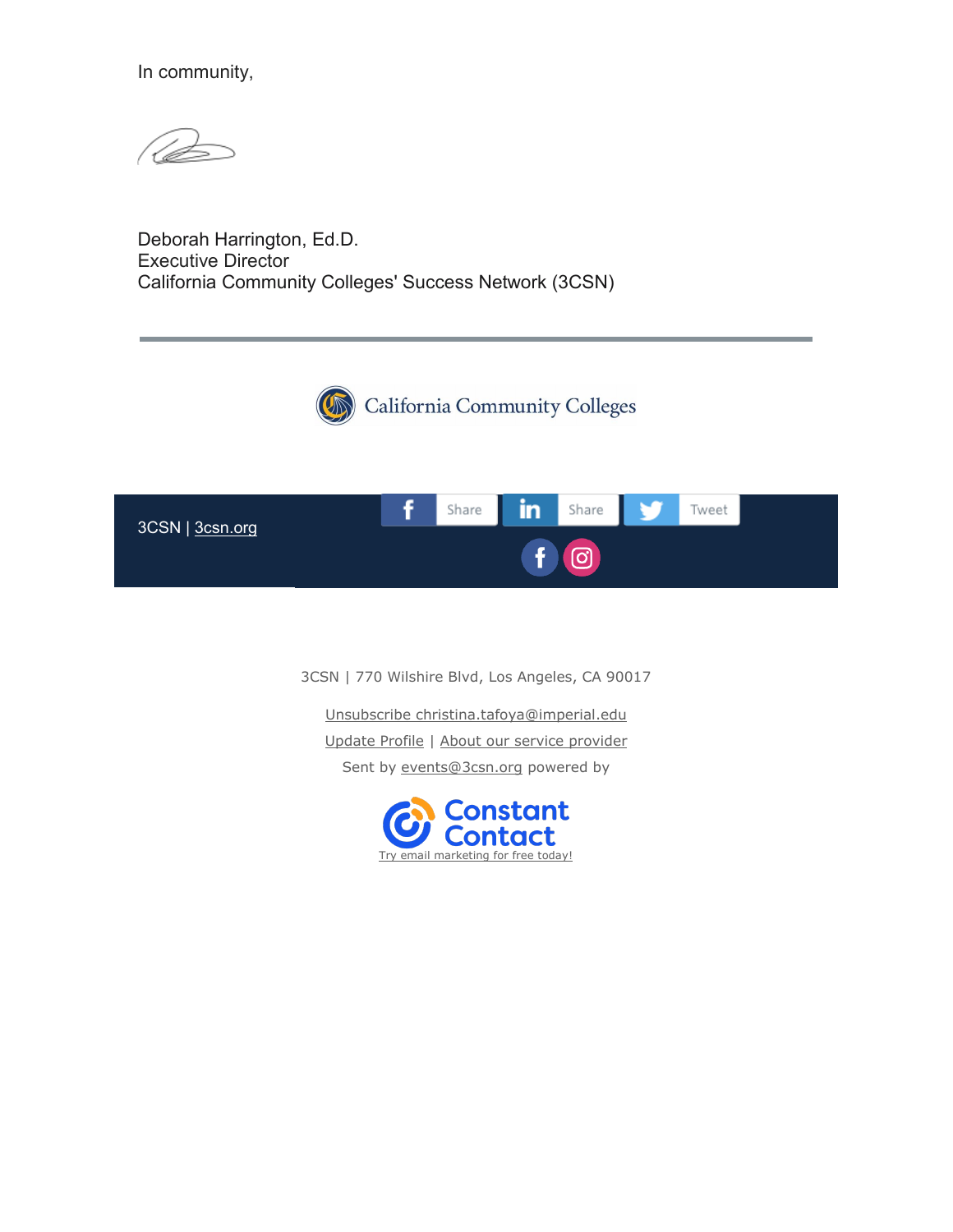In community,

Deborah Harrington, Ed.D.
Executive Director
California Community Colleges' Success Network (3CSN)

---

California Community Colleges

3CSN | 3csn.org

Share Share Tweet

3CSN | 770 Wilshire Blvd, Los Angeles, CA 90017

Unsubscribe christina.tafoya@imperial.edu

Update Profile | About our service provider

Sent by events@3csn.org powered by

Constant Contact

Try email marketing for free today!